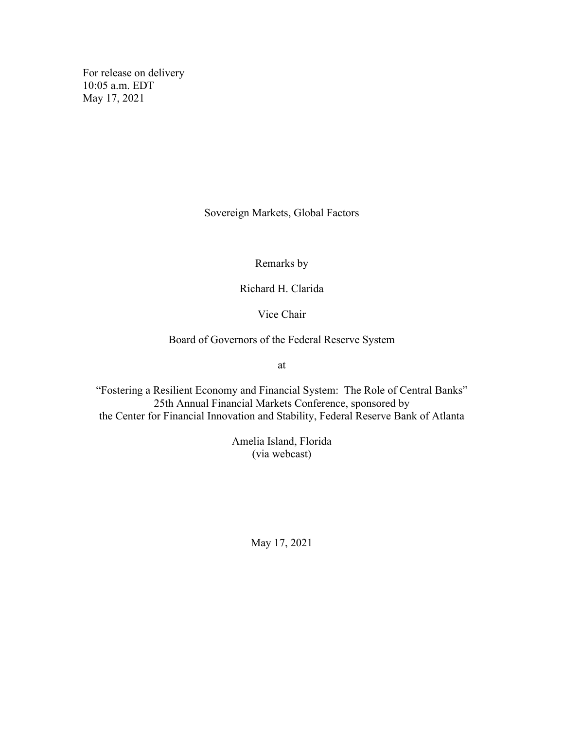For release on delivery
10:05 a.m. EDT
May 17, 2021

# Sovereign Markets, Global Factors

Remarks by

Richard H. Clarida

Vice Chair

Board of Governors of the Federal Reserve System

at

"Fostering a Resilient Economy and Financial System: The Role of Central Banks"
25th Annual Financial Markets Conference, sponsored by
the Center for Financial Innovation and Stability, Federal Reserve Bank of Atlanta

Amelia Island, Florida
(via webcast)

May 17, 2021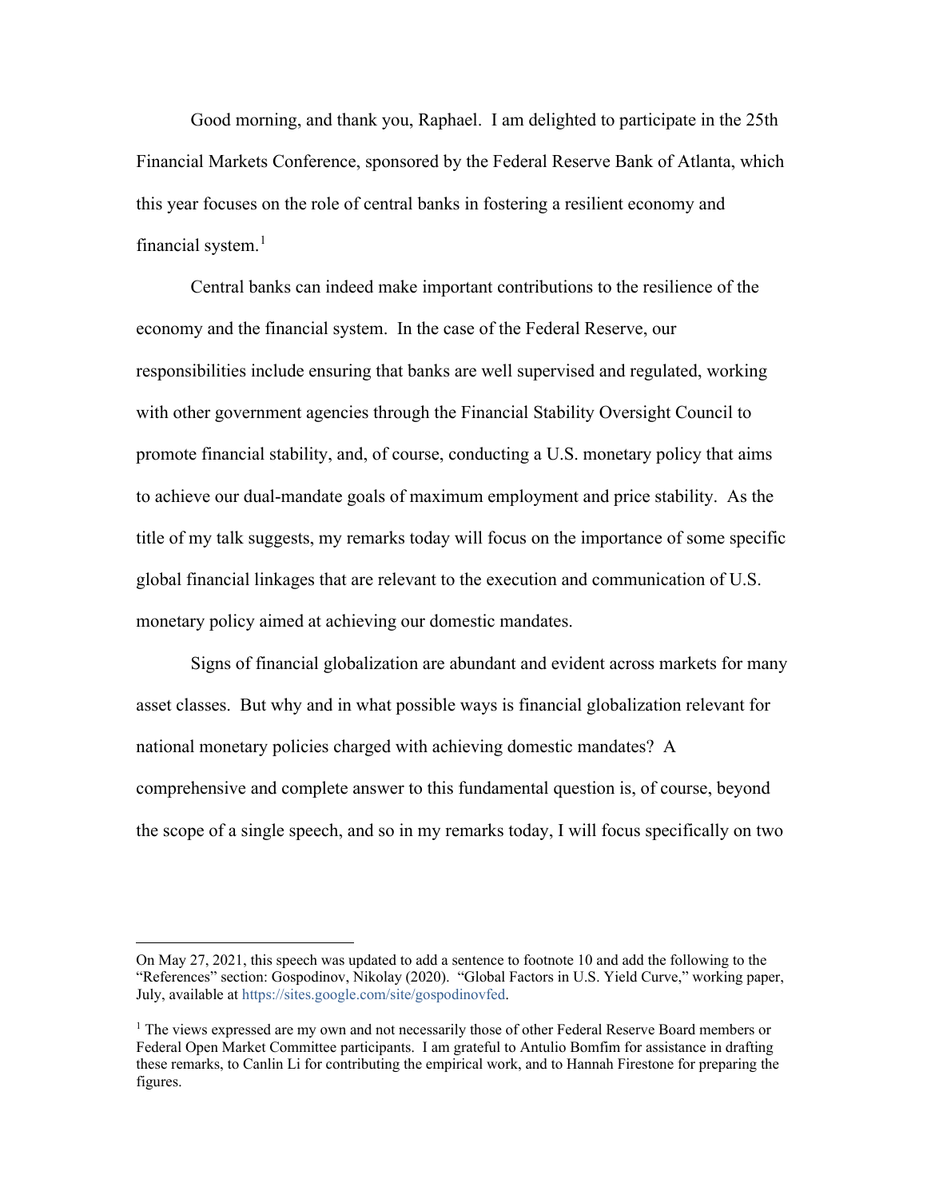Good morning, and thank you, Raphael. I am delighted to participate in the 25th Financial Markets Conference, sponsored by the Federal Reserve Bank of Atlanta, which this year focuses on the role of central banks in fostering a resilient economy and financial system.[1]

Central banks can indeed make important contributions to the resilience of the economy and the financial system. In the case of the Federal Reserve, our responsibilities include ensuring that banks are well supervised and regulated, working with other government agencies through the Financial Stability Oversight Council to promote financial stability, and, of course, conducting a U.S. monetary policy that aims to achieve our dual-mandate goals of maximum employment and price stability. As the title of my talk suggests, my remarks today will focus on the importance of some specific global financial linkages that are relevant to the execution and communication of U.S. monetary policy aimed at achieving our domestic mandates.

Signs of financial globalization are abundant and evident across markets for many asset classes. But why and in what possible ways is financial globalization relevant for national monetary policies charged with achieving domestic mandates? A comprehensive and complete answer to this fundamental question is, of course, beyond the scope of a single speech, and so in my remarks today, I will focus specifically on two

---

On May 27, 2021, this speech was updated to add a sentence to footnote 10 and add the following to the "References" section: Gospodinov, Nikolay (2020). "Global Factors in U.S. Yield Curve," working paper, July, available at https://sites.google.com/site/gospodinovfed.

[1] The views expressed are my own and not necessarily those of other Federal Reserve Board members or Federal Open Market Committee participants. I am grateful to Antulio Bomfim for assistance in drafting these remarks, to Canlin Li for contributing the empirical work, and to Hannah Firestone for preparing the figures.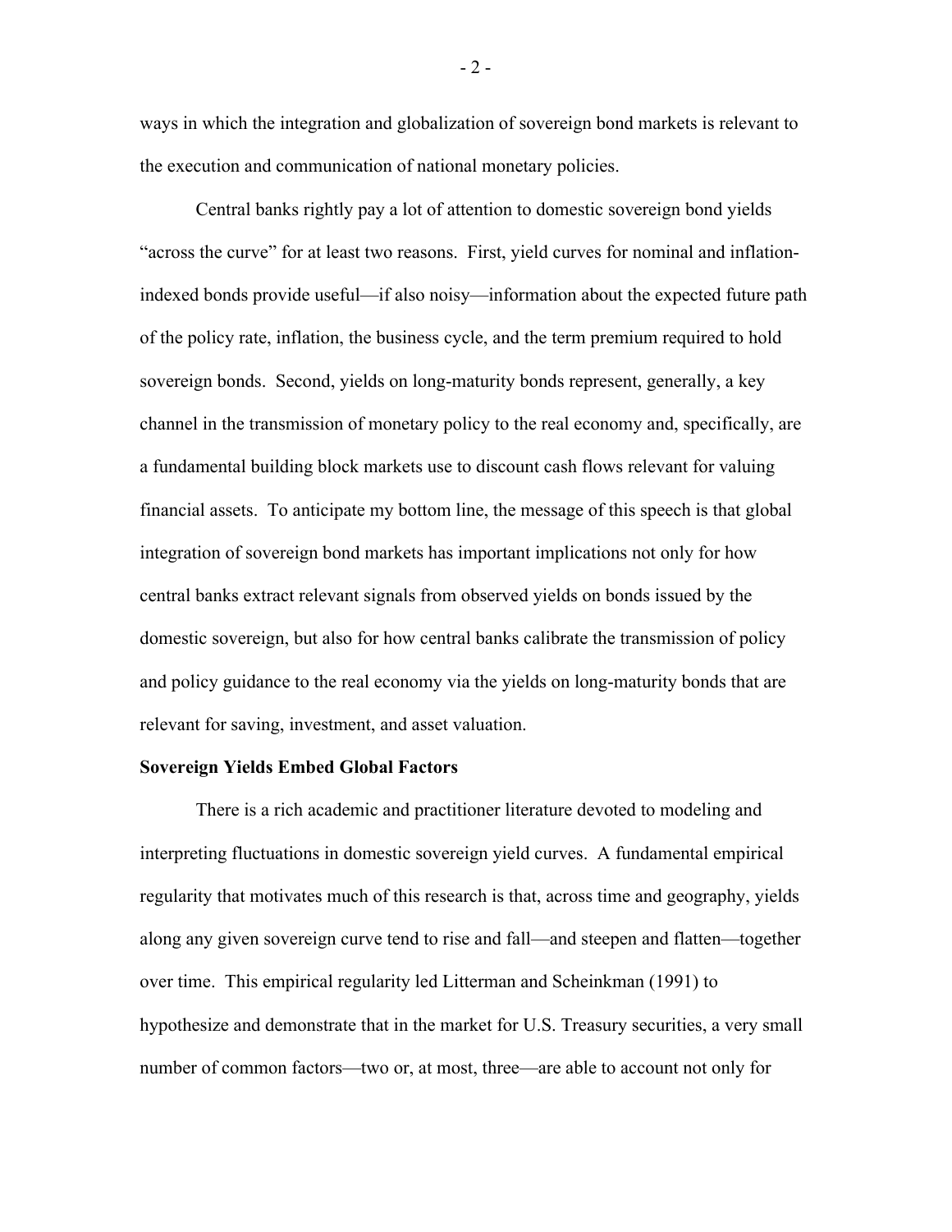ways in which the integration and globalization of sovereign bond markets is relevant to the execution and communication of national monetary policies.

Central banks rightly pay a lot of attention to domestic sovereign bond yields "across the curve" for at least two reasons. First, yield curves for nominal and inflation-indexed bonds provide useful—if also noisy—information about the expected future path of the policy rate, inflation, the business cycle, and the term premium required to hold sovereign bonds. Second, yields on long-maturity bonds represent, generally, a key channel in the transmission of monetary policy to the real economy and, specifically, are a fundamental building block markets use to discount cash flows relevant for valuing financial assets. To anticipate my bottom line, the message of this speech is that global integration of sovereign bond markets has important implications not only for how central banks extract relevant signals from observed yields on bonds issued by the domestic sovereign, but also for how central banks calibrate the transmission of policy and policy guidance to the real economy via the yields on long-maturity bonds that are relevant for saving, investment, and asset valuation.

**Sovereign Yields Embed Global Factors**

There is a rich academic and practitioner literature devoted to modeling and interpreting fluctuations in domestic sovereign yield curves. A fundamental empirical regularity that motivates much of this research is that, across time and geography, yields along any given sovereign curve tend to rise and fall—and steepen and flatten—together over time. This empirical regularity led Litterman and Scheinkman (1991) to hypothesize and demonstrate that in the market for U.S. Treasury securities, a very small number of common factors—two or, at most, three—are able to account not only for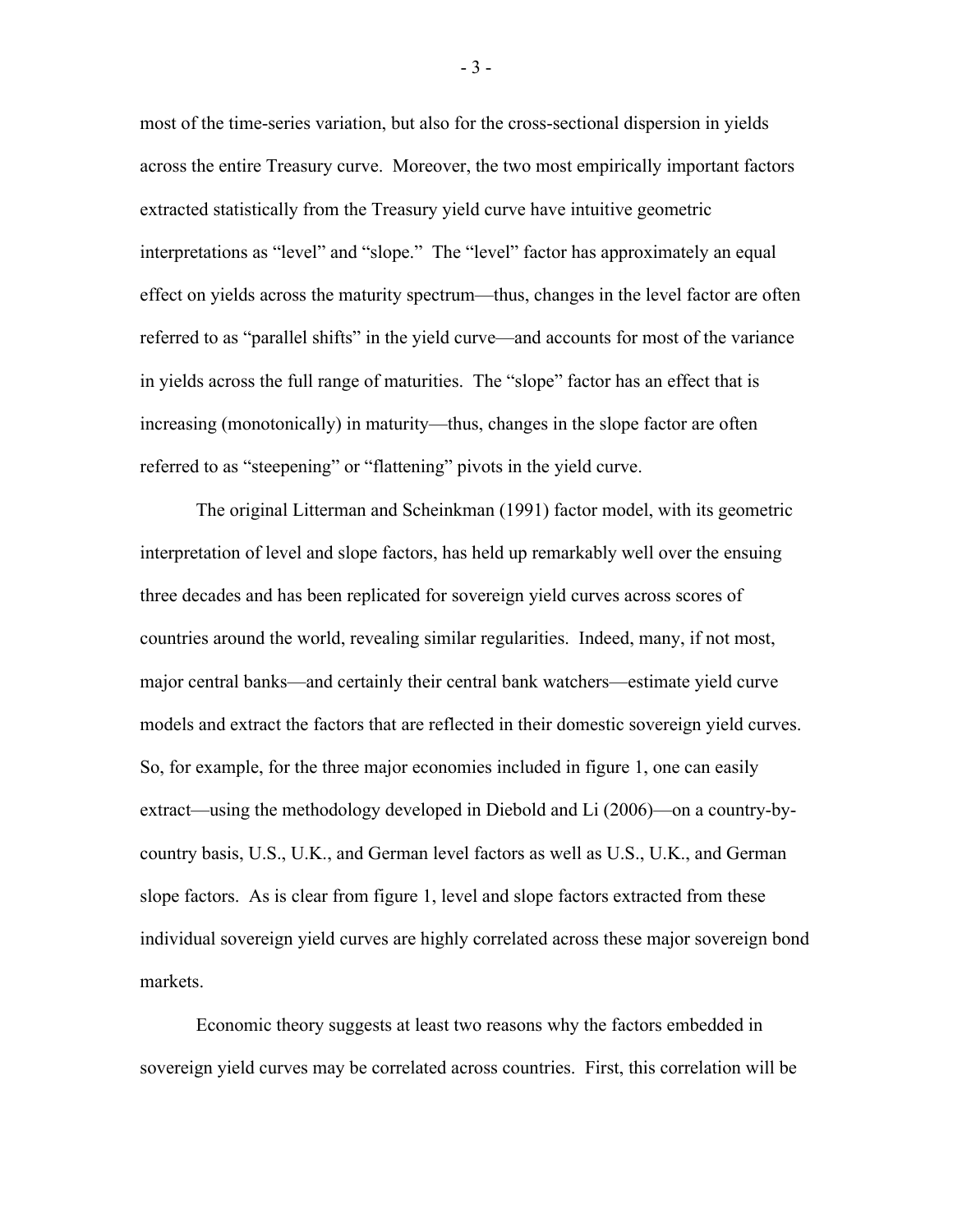most of the time-series variation, but also for the cross-sectional dispersion in yields across the entire Treasury curve. Moreover, the two most empirically important factors extracted statistically from the Treasury yield curve have intuitive geometric interpretations as “level” and “slope.” The “level” factor has approximately an equal effect on yields across the maturity spectrum—thus, changes in the level factor are often referred to as “parallel shifts” in the yield curve—and accounts for most of the variance in yields across the full range of maturities. The “slope” factor has an effect that is increasing (monotonically) in maturity—thus, changes in the slope factor are often referred to as “steepening” or “flattening” pivots in the yield curve.

The original Litterman and Scheinkman (1991) factor model, with its geometric interpretation of level and slope factors, has held up remarkably well over the ensuing three decades and has been replicated for sovereign yield curves across scores of countries around the world, revealing similar regularities. Indeed, many, if not most, major central banks—and certainly their central bank watchers—estimate yield curve models and extract the factors that are reflected in their domestic sovereign yield curves. So, for example, for the three major economies included in figure 1, one can easily extract—using the methodology developed in Diebold and Li (2006)—on a country-by-country basis, U.S., U.K., and German level factors as well as U.S., U.K., and German slope factors. As is clear from figure 1, level and slope factors extracted from these individual sovereign yield curves are highly correlated across these major sovereign bond markets.

Economic theory suggests at least two reasons why the factors embedded in sovereign yield curves may be correlated across countries. First, this correlation will be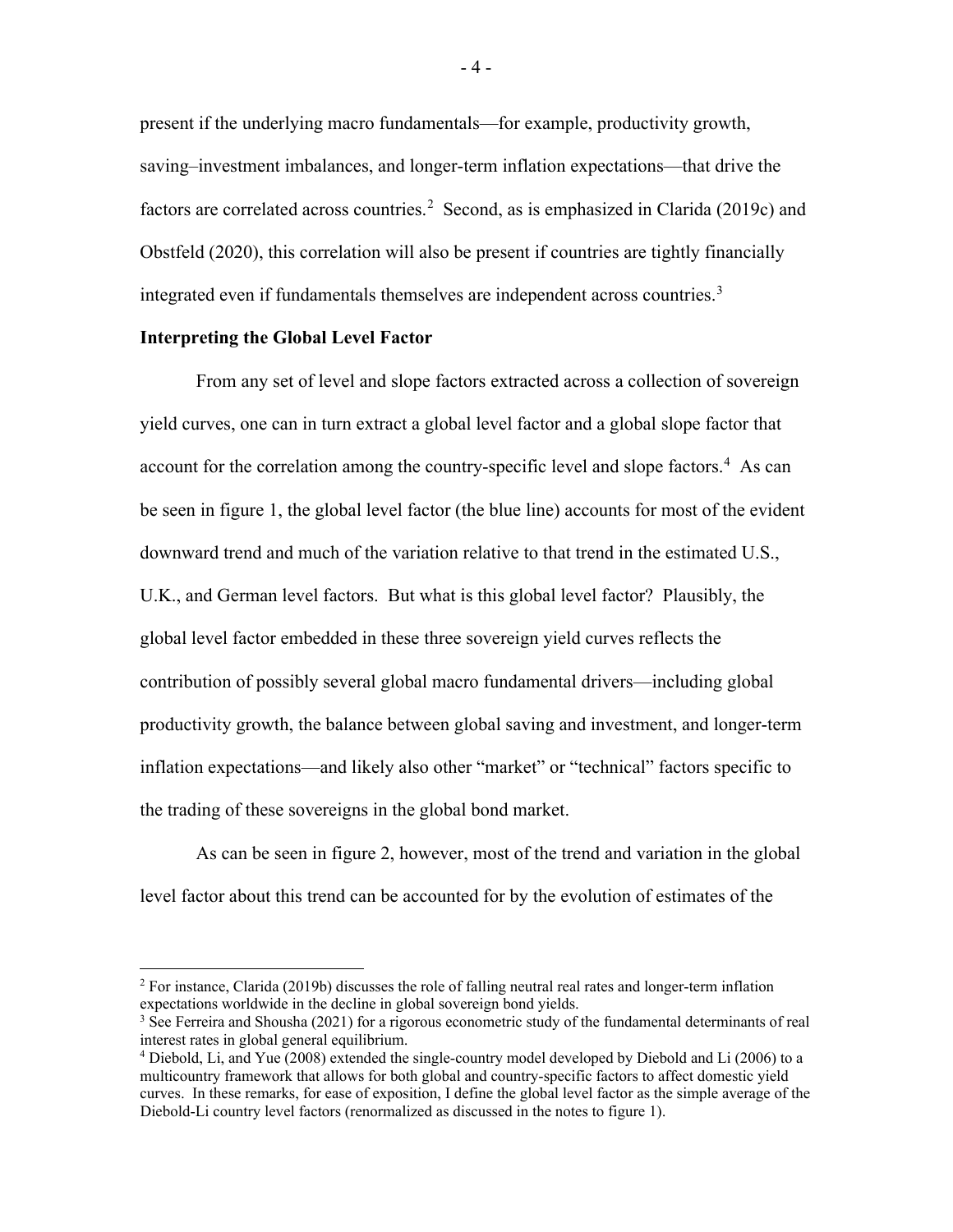present if the underlying macro fundamentals—for example, productivity growth, saving–investment imbalances, and longer-term inflation expectations—that drive the factors are correlated across countries.[2] Second, as is emphasized in Clarida (2019c) and Obstfeld (2020), this correlation will also be present if countries are tightly financially integrated even if fundamentals themselves are independent across countries.[3]

**Interpreting the Global Level Factor**

From any set of level and slope factors extracted across a collection of sovereign yield curves, one can in turn extract a global level factor and a global slope factor that account for the correlation among the country-specific level and slope factors.[4] As can be seen in figure 1, the global level factor (the blue line) accounts for most of the evident downward trend and much of the variation relative to that trend in the estimated U.S., U.K., and German level factors. But what is this global level factor? Plausibly, the global level factor embedded in these three sovereign yield curves reflects the contribution of possibly several global macro fundamental drivers—including global productivity growth, the balance between global saving and investment, and longer-term inflation expectations—and likely also other "market" or "technical" factors specific to the trading of these sovereigns in the global bond market.

As can be seen in figure 2, however, most of the trend and variation in the global level factor about this trend can be accounted for by the evolution of estimates of the

---

[2] For instance, Clarida (2019b) discusses the role of falling neutral real rates and longer-term inflation expectations worldwide in the decline in global sovereign bond yields.

[3] See Ferreira and Shousha (2021) for a rigorous econometric study of the fundamental determinants of real interest rates in global general equilibrium.

[4] Diebold, Li, and Yue (2008) extended the single-country model developed by Diebold and Li (2006) to a multicountry framework that allows for both global and country-specific factors to affect domestic yield curves. In these remarks, for ease of exposition, I define the global level factor as the simple average of the Diebold-Li country level factors (renormalized as discussed in the notes to figure 1).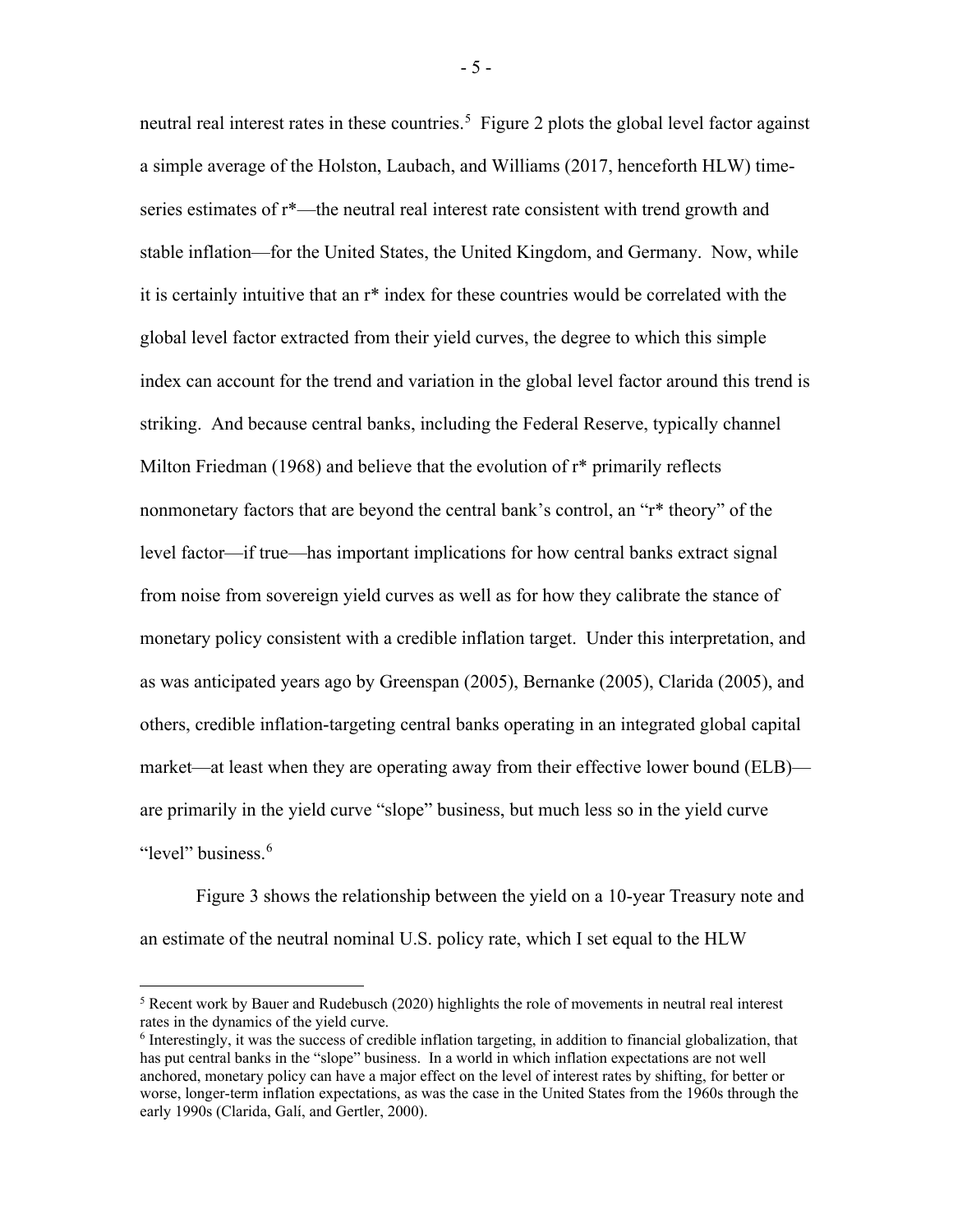neutral real interest rates in these countries.[5] Figure 2 plots the global level factor against a simple average of the Holston, Laubach, and Williams (2017, henceforth HLW) time-series estimates of r*—the neutral real interest rate consistent with trend growth and stable inflation—for the United States, the United Kingdom, and Germany. Now, while it is certainly intuitive that an r* index for these countries would be correlated with the global level factor extracted from their yield curves, the degree to which this simple index can account for the trend and variation in the global level factor around this trend is striking. And because central banks, including the Federal Reserve, typically channel Milton Friedman (1968) and believe that the evolution of r* primarily reflects nonmonetary factors that are beyond the central bank's control, an "r* theory" of the level factor—if true—has important implications for how central banks extract signal from noise from sovereign yield curves as well as for how they calibrate the stance of monetary policy consistent with a credible inflation target. Under this interpretation, and as was anticipated years ago by Greenspan (2005), Bernanke (2005), Clarida (2005), and others, credible inflation-targeting central banks operating in an integrated global capital market—at least when they are operating away from their effective lower bound (ELB)—are primarily in the yield curve "slope" business, but much less so in the yield curve "level" business.[6]

Figure 3 shows the relationship between the yield on a 10-year Treasury note and an estimate of the neutral nominal U.S. policy rate, which I set equal to the HLW

---

[5] Recent work by Bauer and Rudebusch (2020) highlights the role of movements in neutral real interest rates in the dynamics of the yield curve.

[6] Interestingly, it was the success of credible inflation targeting, in addition to financial globalization, that has put central banks in the "slope" business. In a world in which inflation expectations are not well anchored, monetary policy can have a major effect on the level of interest rates by shifting, for better or worse, longer-term inflation expectations, as was the case in the United States from the 1960s through the early 1990s (Clarida, Galí, and Gertler, 2000).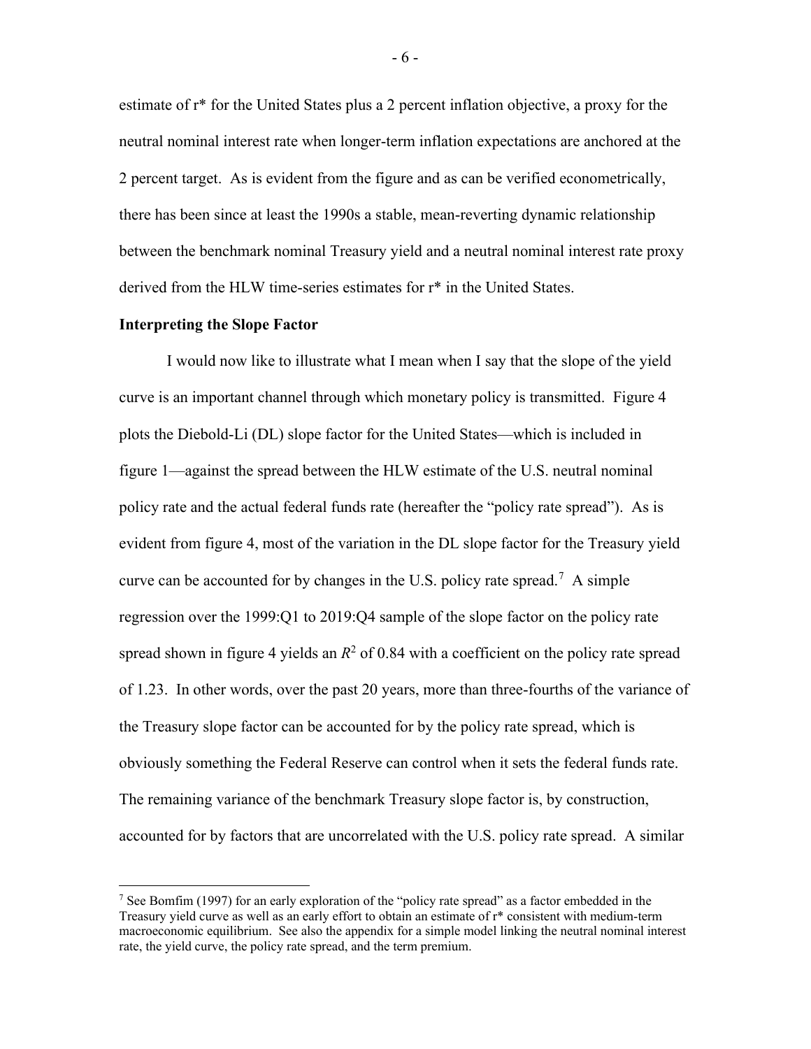estimate of r* for the United States plus a 2 percent inflation objective, a proxy for the neutral nominal interest rate when longer-term inflation expectations are anchored at the 2 percent target. As is evident from the figure and as can be verified econometrically, there has been since at least the 1990s a stable, mean-reverting dynamic relationship between the benchmark nominal Treasury yield and a neutral nominal interest rate proxy derived from the HLW time-series estimates for r* in the United States.

**Interpreting the Slope Factor**

I would now like to illustrate what I mean when I say that the slope of the yield curve is an important channel through which monetary policy is transmitted. Figure 4 plots the Diebold-Li (DL) slope factor for the United States—which is included in figure 1—against the spread between the HLW estimate of the U.S. neutral nominal policy rate and the actual federal funds rate (hereafter the "policy rate spread"). As is evident from figure 4, most of the variation in the DL slope factor for the Treasury yield curve can be accounted for by changes in the U.S. policy rate spread.[7] A simple regression over the 1999:Q1 to 2019:Q4 sample of the slope factor on the policy rate spread shown in figure 4 yields an $R^2$ of 0.84 with a coefficient on the policy rate spread of 1.23. In other words, over the past 20 years, more than three-fourths of the variance of the Treasury slope factor can be accounted for by the policy rate spread, which is obviously something the Federal Reserve can control when it sets the federal funds rate. The remaining variance of the benchmark Treasury slope factor is, by construction, accounted for by factors that are uncorrelated with the U.S. policy rate spread. A similar

[7] See Bomfim (1997) for an early exploration of the "policy rate spread" as a factor embedded in the Treasury yield curve as well as an early effort to obtain an estimate of r* consistent with medium-term macroeconomic equilibrium. See also the appendix for a simple model linking the neutral nominal interest rate, the yield curve, the policy rate spread, and the term premium.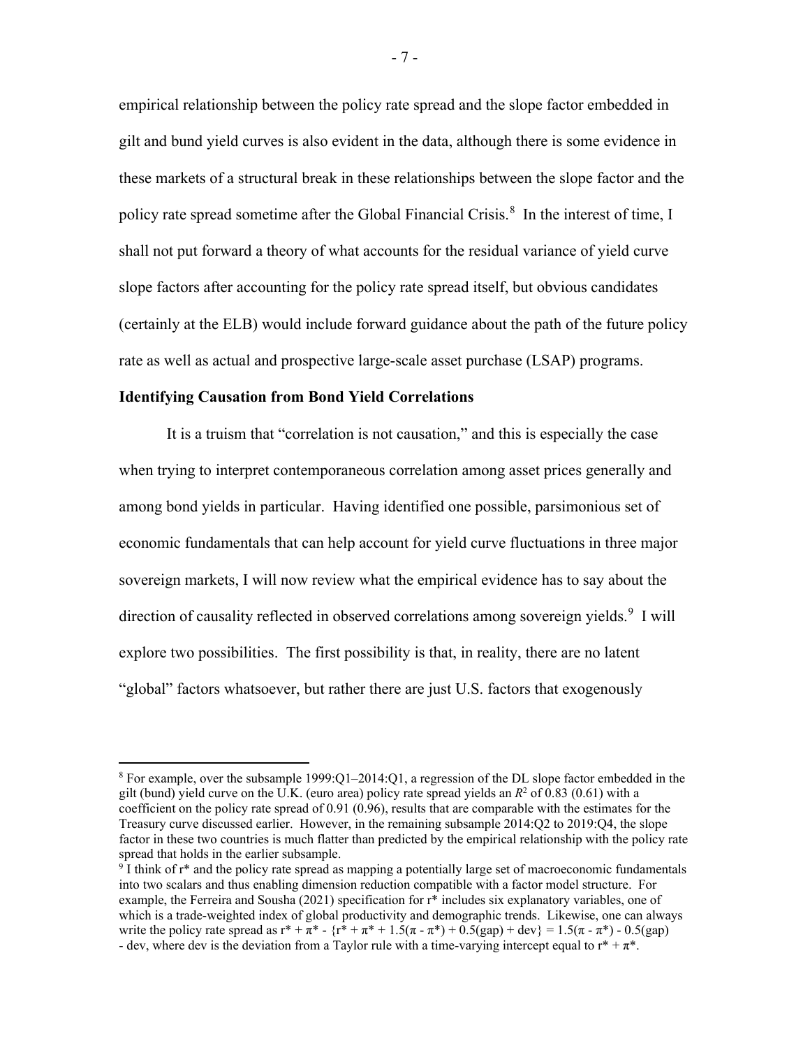empirical relationship between the policy rate spread and the slope factor embedded in gilt and bund yield curves is also evident in the data, although there is some evidence in these markets of a structural break in these relationships between the slope factor and the policy rate spread sometime after the Global Financial Crisis.[8] In the interest of time, I shall not put forward a theory of what accounts for the residual variance of yield curve slope factors after accounting for the policy rate spread itself, but obvious candidates (certainly at the ELB) would include forward guidance about the path of the future policy rate as well as actual and prospective large-scale asset purchase (LSAP) programs.

**Identifying Causation from Bond Yield Correlations**

It is a truism that "correlation is not causation," and this is especially the case when trying to interpret contemporaneous correlation among asset prices generally and among bond yields in particular. Having identified one possible, parsimonious set of economic fundamentals that can help account for yield curve fluctuations in three major sovereign markets, I will now review what the empirical evidence has to say about the direction of causality reflected in observed correlations among sovereign yields.[9] I will explore two possibilities. The first possibility is that, in reality, there are no latent "global" factors whatsoever, but rather there are just U.S. factors that exogenously

---

[8] For example, over the subsample 1999:Q1–2014:Q1, a regression of the DL slope factor embedded in the gilt (bund) yield curve on the U.K. (euro area) policy rate spread yields an $R^2$ of 0.83 (0.61) with a coefficient on the policy rate spread of 0.91 (0.96), results that are comparable with the estimates for the Treasury curve discussed earlier. However, in the remaining subsample 2014:Q2 to 2019:Q4, the slope factor in these two countries is much flatter than predicted by the empirical relationship with the policy rate spread that holds in the earlier subsample.

[9] I think of r* and the policy rate spread as mapping a potentially large set of macroeconomic fundamentals into two scalars and thus enabling dimension reduction compatible with a factor model structure. For example, the Ferreira and Sousha (2021) specification for r* includes six explanatory variables, one of which is a trade-weighted index of global productivity and demographic trends. Likewise, one can always write the policy rate spread as $r^* + \pi^* - \{r^* + \pi^* + 1.5(\pi - \pi^*) + 0.5(\text{gap}) + \text{dev}\} = 1.5(\pi - \pi^*) - 0.5(\text{gap}) - \text{dev}$, where dev is the deviation from a Taylor rule with a time-varying intercept equal to $r^* + \pi^*$.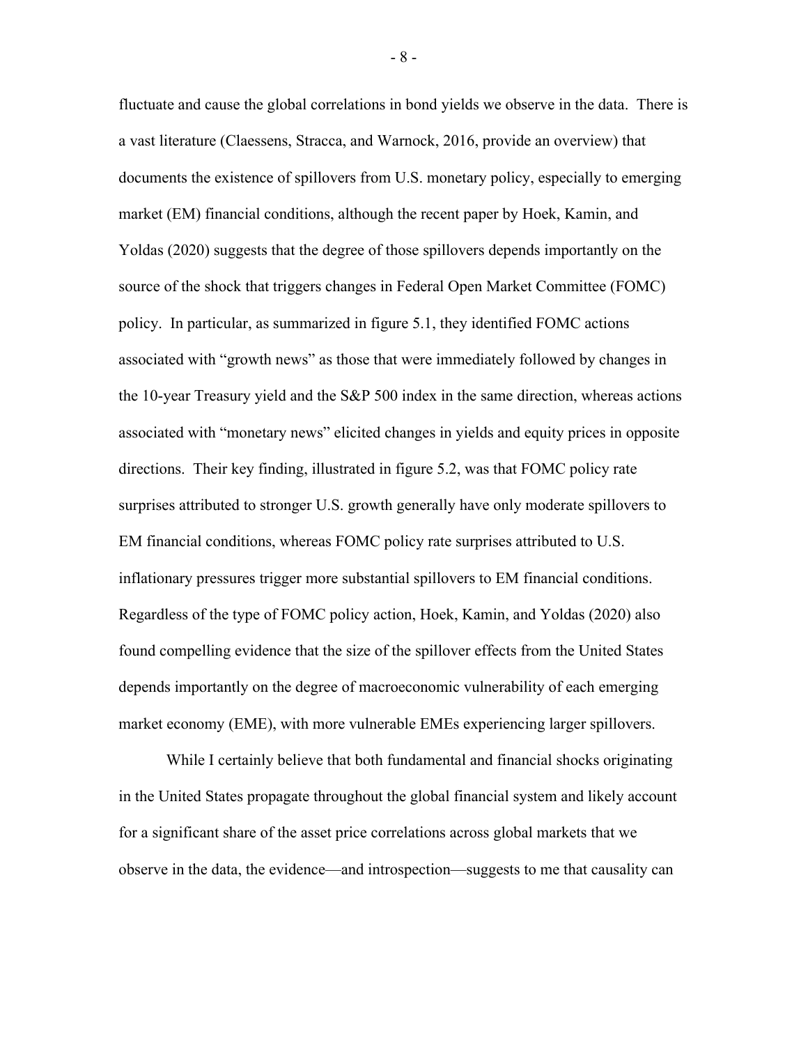fluctuate and cause the global correlations in bond yields we observe in the data. There is a vast literature (Claessens, Stracca, and Warnock, 2016, provide an overview) that documents the existence of spillovers from U.S. monetary policy, especially to emerging market (EM) financial conditions, although the recent paper by Hoek, Kamin, and Yoldas (2020) suggests that the degree of those spillovers depends importantly on the source of the shock that triggers changes in Federal Open Market Committee (FOMC) policy. In particular, as summarized in figure 5.1, they identified FOMC actions associated with "growth news" as those that were immediately followed by changes in the 10-year Treasury yield and the S&P 500 index in the same direction, whereas actions associated with "monetary news" elicited changes in yields and equity prices in opposite directions. Their key finding, illustrated in figure 5.2, was that FOMC policy rate surprises attributed to stronger U.S. growth generally have only moderate spillovers to EM financial conditions, whereas FOMC policy rate surprises attributed to U.S. inflationary pressures trigger more substantial spillovers to EM financial conditions. Regardless of the type of FOMC policy action, Hoek, Kamin, and Yoldas (2020) also found compelling evidence that the size of the spillover effects from the United States depends importantly on the degree of macroeconomic vulnerability of each emerging market economy (EME), with more vulnerable EMEs experiencing larger spillovers.

While I certainly believe that both fundamental and financial shocks originating in the United States propagate throughout the global financial system and likely account for a significant share of the asset price correlations across global markets that we observe in the data, the evidence—and introspection—suggests to me that causality can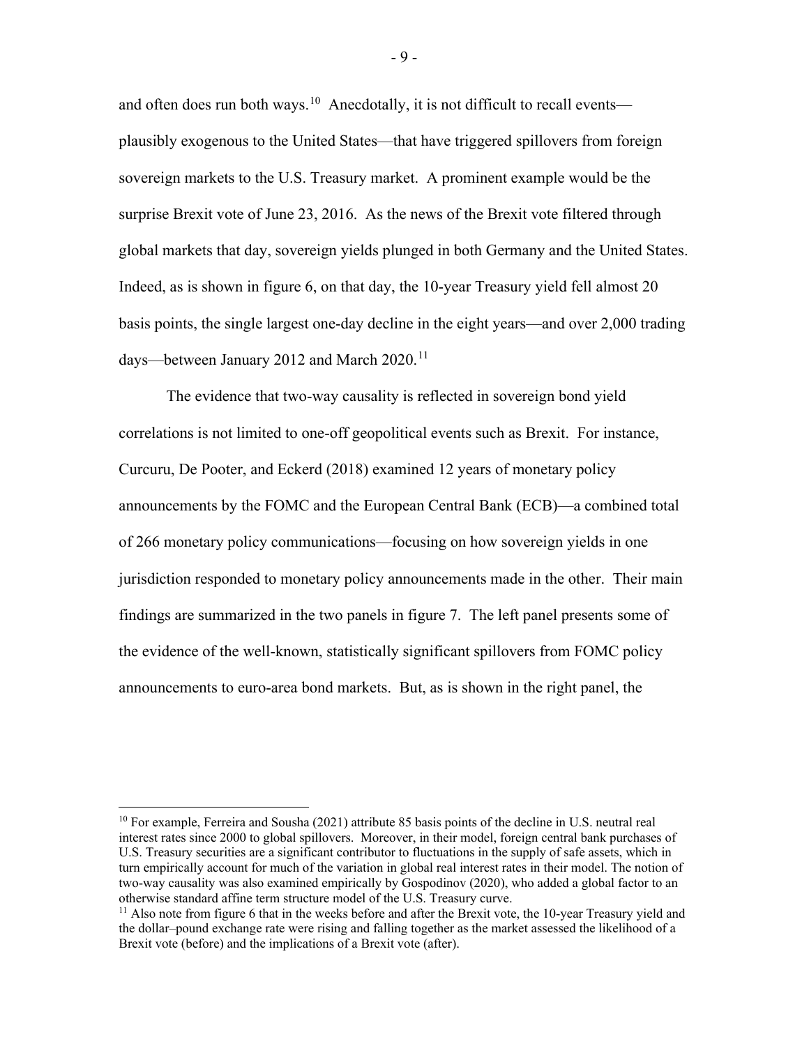and often does run both ways.[10] Anecdotally, it is not difficult to recall events—plausibly exogenous to the United States—that have triggered spillovers from foreign sovereign markets to the U.S. Treasury market. A prominent example would be the surprise Brexit vote of June 23, 2016. As the news of the Brexit vote filtered through global markets that day, sovereign yields plunged in both Germany and the United States. Indeed, as is shown in figure 6, on that day, the 10-year Treasury yield fell almost 20 basis points, the single largest one-day decline in the eight years—and over 2,000 trading days—between January 2012 and March 2020.[11]

The evidence that two-way causality is reflected in sovereign bond yield correlations is not limited to one-off geopolitical events such as Brexit. For instance, Curcuru, De Pooter, and Eckerd (2018) examined 12 years of monetary policy announcements by the FOMC and the European Central Bank (ECB)—a combined total of 266 monetary policy communications—focusing on how sovereign yields in one jurisdiction responded to monetary policy announcements made in the other. Their main findings are summarized in the two panels in figure 7. The left panel presents some of the evidence of the well-known, statistically significant spillovers from FOMC policy announcements to euro-area bond markets. But, as is shown in the right panel, the

---

[10] For example, Ferreira and Sousha (2021) attribute 85 basis points of the decline in U.S. neutral real interest rates since 2000 to global spillovers. Moreover, in their model, foreign central bank purchases of U.S. Treasury securities are a significant contributor to fluctuations in the supply of safe assets, which in turn empirically account for much of the variation in global real interest rates in their model. The notion of two-way causality was also examined empirically by Gospodinov (2020), who added a global factor to an otherwise standard affine term structure model of the U.S. Treasury curve.

[11] Also note from figure 6 that in the weeks before and after the Brexit vote, the 10-year Treasury yield and the dollar–pound exchange rate were rising and falling together as the market assessed the likelihood of a Brexit vote (before) and the implications of a Brexit vote (after).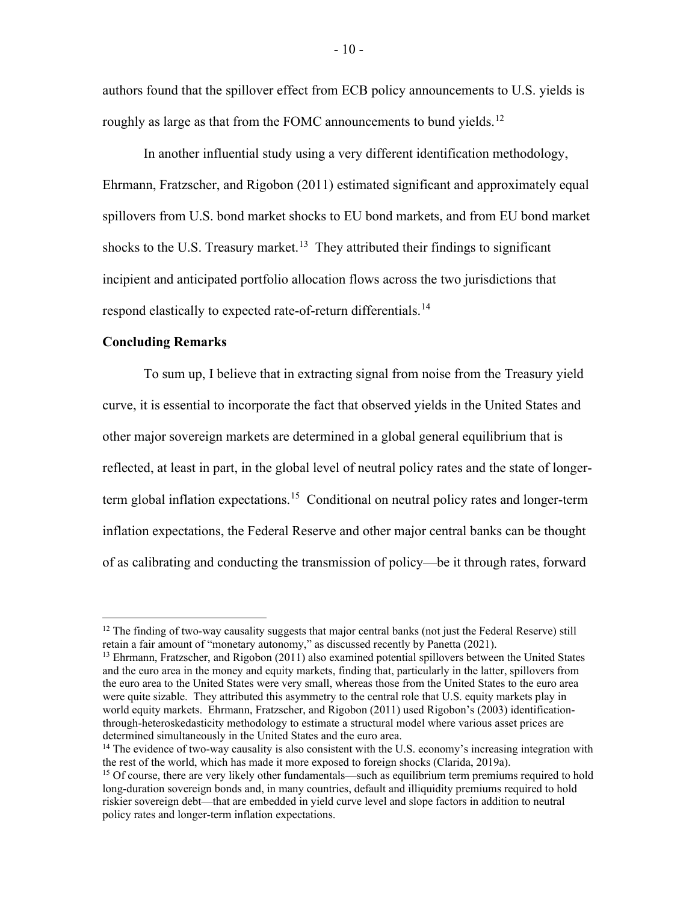authors found that the spillover effect from ECB policy announcements to U.S. yields is roughly as large as that from the FOMC announcements to bund yields.[12]

In another influential study using a very different identification methodology, Ehrmann, Fratzscher, and Rigobon (2011) estimated significant and approximately equal spillovers from U.S. bond market shocks to EU bond markets, and from EU bond market shocks to the U.S. Treasury market.[13] They attributed their findings to significant incipient and anticipated portfolio allocation flows across the two jurisdictions that respond elastically to expected rate-of-return differentials.[14]

**Concluding Remarks**

To sum up, I believe that in extracting signal from noise from the Treasury yield curve, it is essential to incorporate the fact that observed yields in the United States and other major sovereign markets are determined in a global general equilibrium that is reflected, at least in part, in the global level of neutral policy rates and the state of longer-term global inflation expectations.[15] Conditional on neutral policy rates and longer-term inflation expectations, the Federal Reserve and other major central banks can be thought of as calibrating and conducting the transmission of policy—be it through rates, forward

---

[12] The finding of two-way causality suggests that major central banks (not just the Federal Reserve) still retain a fair amount of "monetary autonomy," as discussed recently by Panetta (2021).

[13] Ehrmann, Fratzscher, and Rigobon (2011) also examined potential spillovers between the United States and the euro area in the money and equity markets, finding that, particularly in the latter, spillovers from the euro area to the United States were very small, whereas those from the United States to the euro area were quite sizable. They attributed this asymmetry to the central role that U.S. equity markets play in world equity markets. Ehrmann, Fratzscher, and Rigobon (2011) used Rigobon's (2003) identification-through-heteroskedasticity methodology to estimate a structural model where various asset prices are determined simultaneously in the United States and the euro area.

[14] The evidence of two-way causality is also consistent with the U.S. economy's increasing integration with the rest of the world, which has made it more exposed to foreign shocks (Clarida, 2019a).

[15] Of course, there are very likely other fundamentals—such as equilibrium term premiums required to hold long-duration sovereign bonds and, in many countries, default and illiquidity premiums required to hold riskier sovereign debt—that are embedded in yield curve level and slope factors in addition to neutral policy rates and longer-term inflation expectations.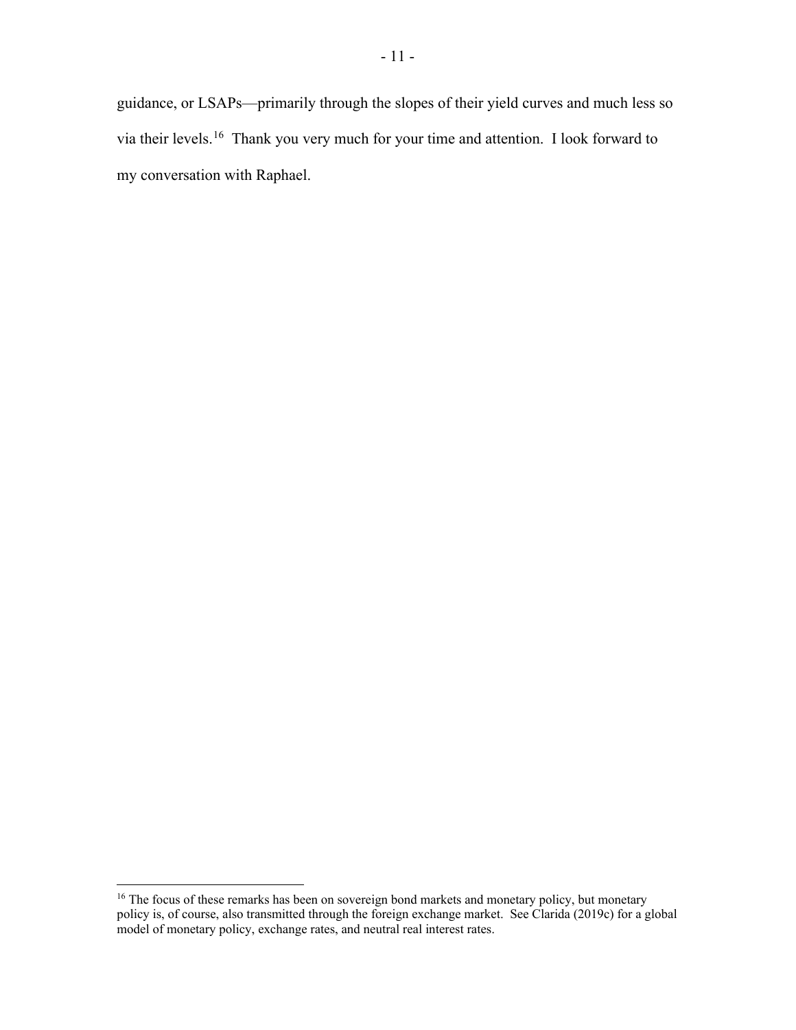guidance, or LSAPs—primarily through the slopes of their yield curves and much less so via their levels.[16] Thank you very much for your time and attention. I look forward to my conversation with Raphael.

[16] The focus of these remarks has been on sovereign bond markets and monetary policy, but monetary policy is, of course, also transmitted through the foreign exchange market. See Clarida (2019c) for a global model of monetary policy, exchange rates, and neutral real interest rates.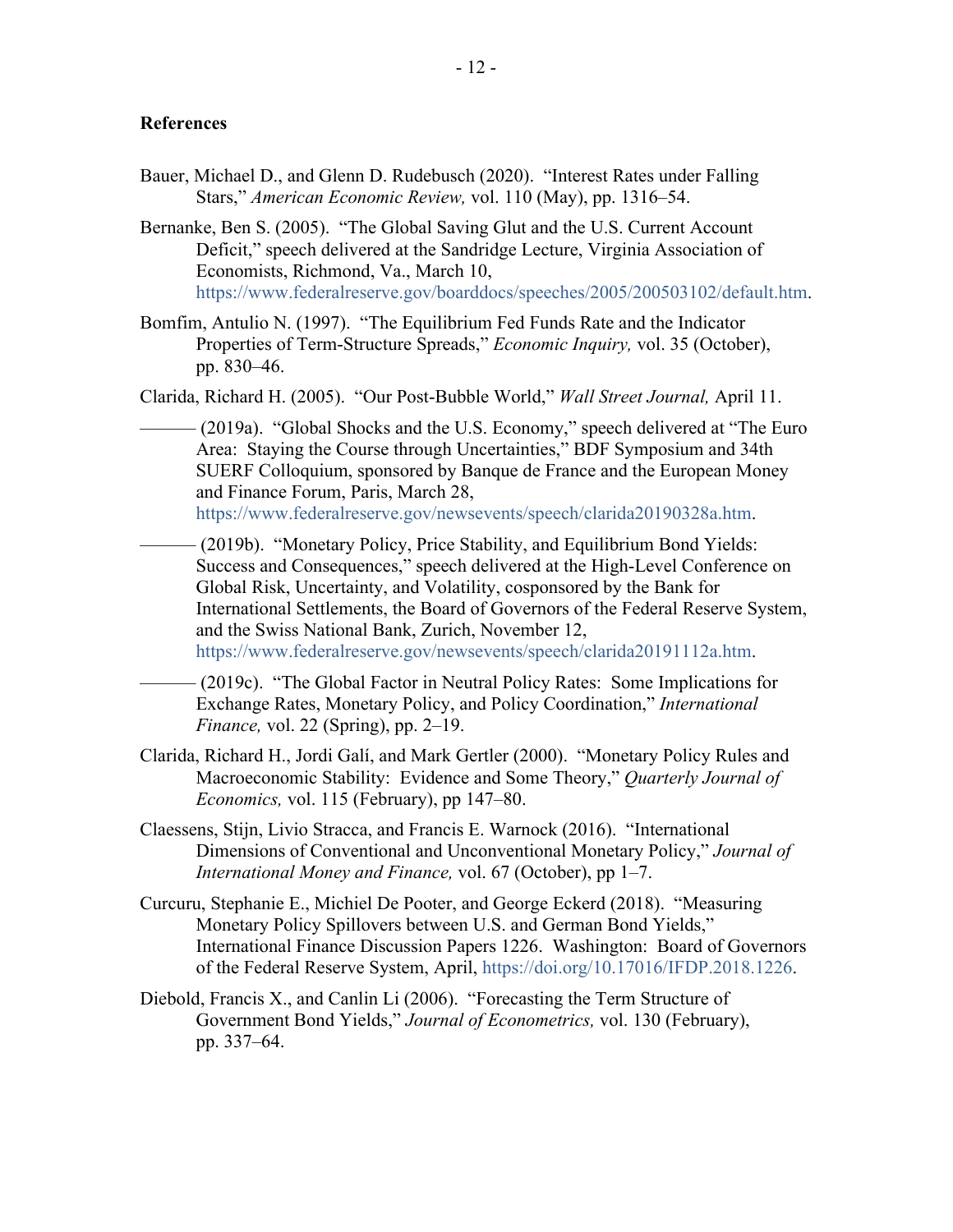## References

Bauer, Michael D., and Glenn D. Rudebusch (2020). "Interest Rates under Falling Stars," *American Economic Review,* vol. 110 (May), pp. 1316–54.

Bernanke, Ben S. (2005). "The Global Saving Glut and the U.S. Current Account Deficit," speech delivered at the Sandridge Lecture, Virginia Association of Economists, Richmond, Va., March 10, https://www.federalreserve.gov/boarddocs/speeches/2005/200503102/default.htm.

Bomfim, Antulio N. (1997). "The Equilibrium Fed Funds Rate and the Indicator Properties of Term-Structure Spreads," *Economic Inquiry,* vol. 35 (October), pp. 830–46.

Clarida, Richard H. (2005). "Our Post-Bubble World," *Wall Street Journal,* April 11.

——— (2019a). "Global Shocks and the U.S. Economy," speech delivered at "The Euro Area: Staying the Course through Uncertainties," BDF Symposium and 34th SUERF Colloquium, sponsored by Banque de France and the European Money and Finance Forum, Paris, March 28, https://www.federalreserve.gov/newsevents/speech/clarida20190328a.htm.

——— (2019b). "Monetary Policy, Price Stability, and Equilibrium Bond Yields: Success and Consequences," speech delivered at the High-Level Conference on Global Risk, Uncertainty, and Volatility, cosponsored by the Bank for International Settlements, the Board of Governors of the Federal Reserve System, and the Swiss National Bank, Zurich, November 12, https://www.federalreserve.gov/newsevents/speech/clarida20191112a.htm.

——— (2019c). "The Global Factor in Neutral Policy Rates: Some Implications for Exchange Rates, Monetary Policy, and Policy Coordination," *International Finance,* vol. 22 (Spring), pp. 2–19.

Clarida, Richard H., Jordi Galí, and Mark Gertler (2000). "Monetary Policy Rules and Macroeconomic Stability: Evidence and Some Theory," *Quarterly Journal of Economics,* vol. 115 (February), pp 147–80.

Claessens, Stijn, Livio Stracca, and Francis E. Warnock (2016). "International Dimensions of Conventional and Unconventional Monetary Policy," *Journal of International Money and Finance,* vol. 67 (October), pp 1–7.

Curcuru, Stephanie E., Michiel De Pooter, and George Eckerd (2018). "Measuring Monetary Policy Spillovers between U.S. and German Bond Yields," International Finance Discussion Papers 1226. Washington: Board of Governors of the Federal Reserve System, April, https://doi.org/10.17016/IFDP.2018.1226.

Diebold, Francis X., and Canlin Li (2006). "Forecasting the Term Structure of Government Bond Yields," *Journal of Econometrics,* vol. 130 (February), pp. 337–64.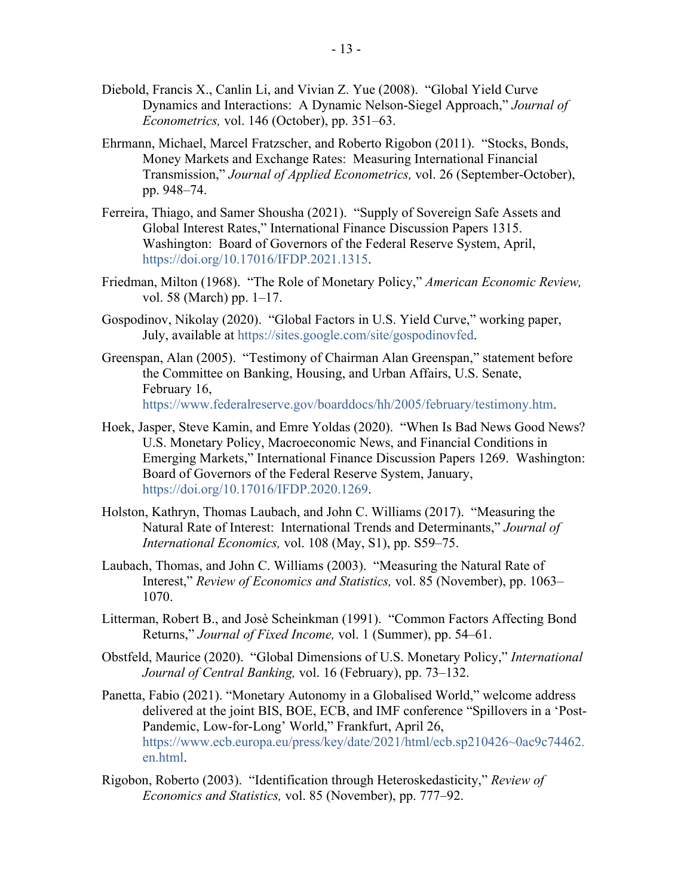Diebold, Francis X., Canlin Li, and Vivian Z. Yue (2008). "Global Yield Curve Dynamics and Interactions: A Dynamic Nelson-Siegel Approach," *Journal of Econometrics,* vol. 146 (October), pp. 351–63.

Ehrmann, Michael, Marcel Fratzscher, and Roberto Rigobon (2011). "Stocks, Bonds, Money Markets and Exchange Rates: Measuring International Financial Transmission," *Journal of Applied Econometrics,* vol. 26 (September-October), pp. 948–74.

Ferreira, Thiago, and Samer Shousha (2021). "Supply of Sovereign Safe Assets and Global Interest Rates," International Finance Discussion Papers 1315. Washington: Board of Governors of the Federal Reserve System, April, https://doi.org/10.17016/IFDP.2021.1315.

Friedman, Milton (1968). "The Role of Monetary Policy," *American Economic Review,* vol. 58 (March) pp. 1–17.

Gospodinov, Nikolay (2020). "Global Factors in U.S. Yield Curve," working paper, July, available at https://sites.google.com/site/gospodinovfed.

Greenspan, Alan (2005). "Testimony of Chairman Alan Greenspan," statement before the Committee on Banking, Housing, and Urban Affairs, U.S. Senate, February 16, https://www.federalreserve.gov/boarddocs/hh/2005/february/testimony.htm.

Hoek, Jasper, Steve Kamin, and Emre Yoldas (2020). "When Is Bad News Good News? U.S. Monetary Policy, Macroeconomic News, and Financial Conditions in Emerging Markets," International Finance Discussion Papers 1269. Washington: Board of Governors of the Federal Reserve System, January, https://doi.org/10.17016/IFDP.2020.1269.

Holston, Kathryn, Thomas Laubach, and John C. Williams (2017). "Measuring the Natural Rate of Interest: International Trends and Determinants," *Journal of International Economics,* vol. 108 (May, S1), pp. S59–75.

Laubach, Thomas, and John C. Williams (2003). "Measuring the Natural Rate of Interest," *Review of Economics and Statistics,* vol. 85 (November), pp. 1063–1070.

Litterman, Robert B., and Josè Scheinkman (1991). "Common Factors Affecting Bond Returns," *Journal of Fixed Income,* vol. 1 (Summer), pp. 54–61.

Obstfeld, Maurice (2020). "Global Dimensions of U.S. Monetary Policy," *International Journal of Central Banking,* vol. 16 (February), pp. 73–132.

Panetta, Fabio (2021). "Monetary Autonomy in a Globalised World," welcome address delivered at the joint BIS, BOE, ECB, and IMF conference "Spillovers in a 'Post-Pandemic, Low-for-Long' World," Frankfurt, April 26, https://www.ecb.europa.eu/press/key/date/2021/html/ecb.sp210426~0ac9c74462.en.html.

Rigobon, Roberto (2003). "Identification through Heteroskedasticity," *Review of Economics and Statistics,* vol. 85 (November), pp. 777–92.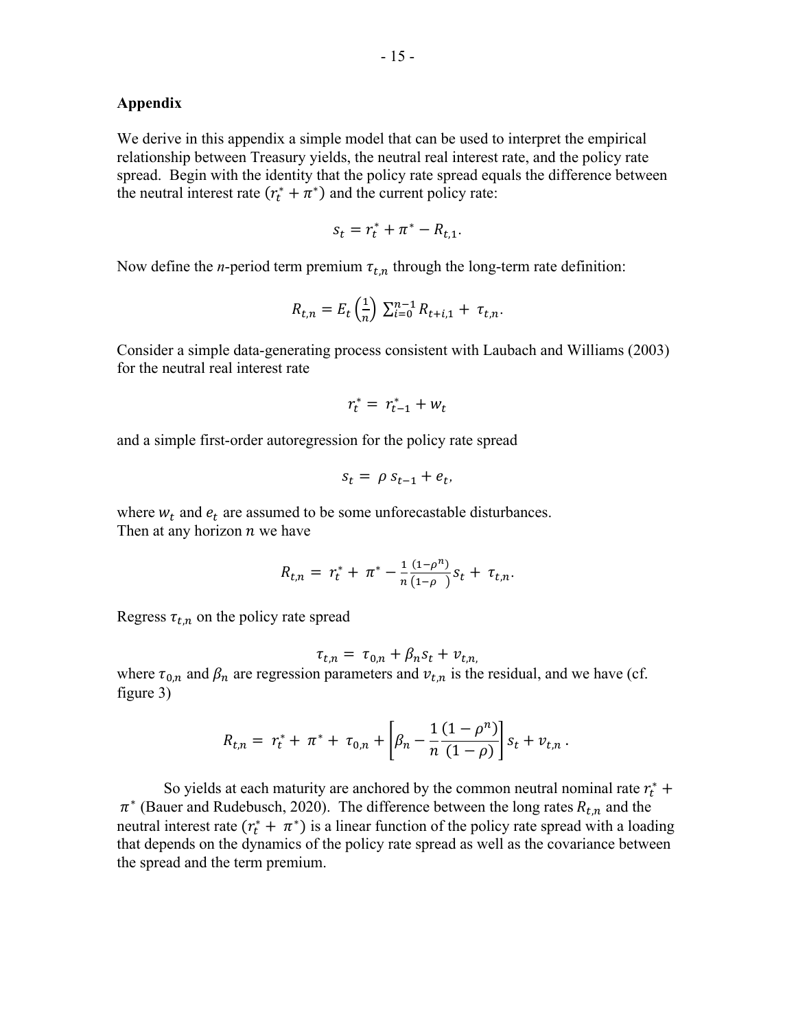## Appendix

We derive in this appendix a simple model that can be used to interpret the empirical relationship between Treasury yields, the neutral real interest rate, and the policy rate spread. Begin with the identity that the policy rate spread equals the difference between the neutral interest rate $(r_t^* + \pi^*)$ and the current policy rate:

$$s_t = r_t^* + \pi^* - R_{t,1}.$$

Now define the *n*-period term premium $\tau_{t,n}$ through the long-term rate definition:

$$R_{t,n} = E_t\left(\frac{1}{n}\right)\sum_{i=0}^{n-1} R_{t+i,1} + \tau_{t,n}.$$

Consider a simple data-generating process consistent with Laubach and Williams (2003) for the neutral real interest rate

$$r_t^* = r_{t-1}^* + w_t$$

and a simple first-order autoregression for the policy rate spread

$$s_t = \rho\, s_{t-1} + e_t,$$

where $w_t$ and $e_t$ are assumed to be some unforecastable disturbances.
Then at any horizon $n$ we have

$$R_{t,n} = r_t^* + \pi^* - \frac{1}{n}\frac{(1-\rho^n)}{(1-\rho)} s_t + \tau_{t,n}.$$

Regress $\tau_{t,n}$ on the policy rate spread

$$\tau_{t,n} = \tau_{0,n} + \beta_n s_t + v_{t,n},$$

where $\tau_{0,n}$ and $\beta_n$ are regression parameters and $v_{t,n}$ is the residual, and we have (cf. figure 3)

$$R_{t,n} = r_t^* + \pi^* + \tau_{0,n} + \left[\beta_n - \frac{1}{n}\frac{(1-\rho^n)}{(1-\rho)}\right] s_t + v_{t,n}\,.$$

So yields at each maturity are anchored by the common neutral nominal rate $r_t^* + \pi^*$ (Bauer and Rudebusch, 2020). The difference between the long rates $R_{t,n}$ and the neutral interest rate $(r_t^* + \pi^*)$ is a linear function of the policy rate spread with a loading that depends on the dynamics of the policy rate spread as well as the covariance between the spread and the term premium.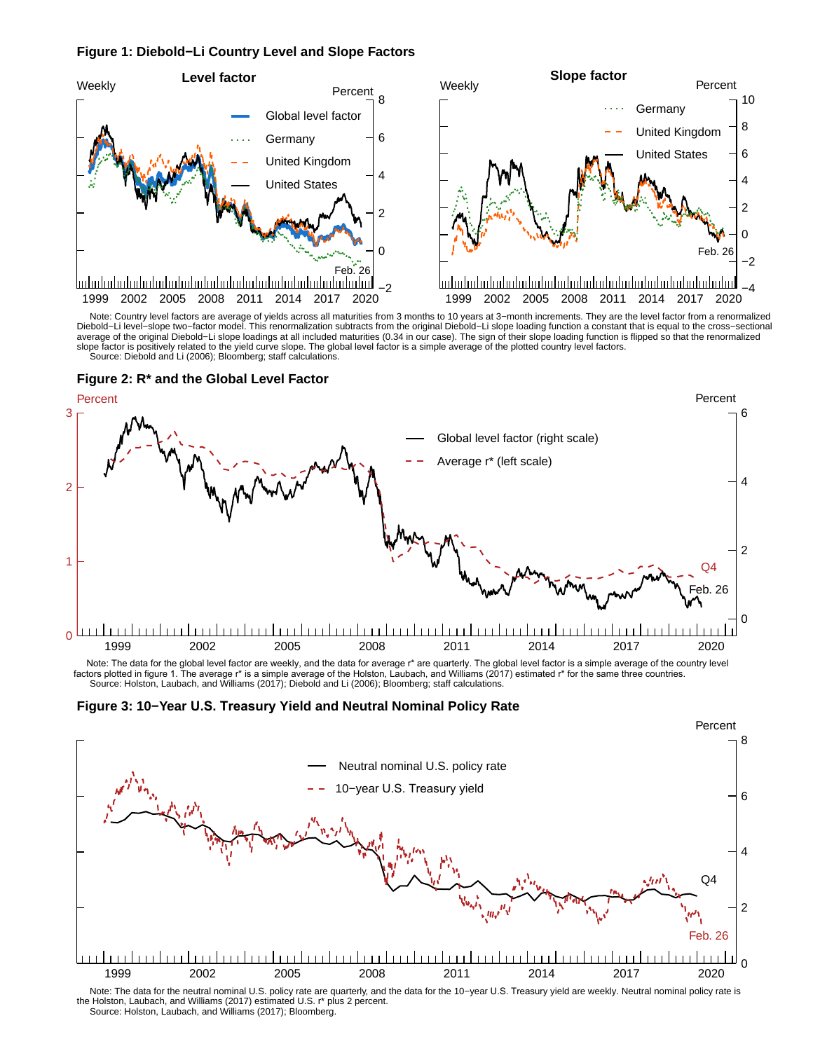**Figure 1: Diebold−Li Country Level and Slope Factors**

Note: Country level factors are average of yields across all maturities from 3 months to 10 years at 3−month increments. They are the level factor from a renormalized Diebold−Li level−slope two−factor model. This renormalization subtracts from the original Diebold−Li slope loading function a constant that is equal to the cross−sectional average of the original Diebold−Li slope loadings at all included maturities (0.34 in our case). The sign of their slope loading function is flipped so that the renormalized slope factor is positively related to the yield curve slope. The global level factor is a simple average of the plotted country level factors.
Source: Diebold and Li (2006); Bloomberg; staff calculations.

**Figure 2: R* and the Global Level Factor**

Note: The data for the global level factor are weekly, and the data for average r* are quarterly. The global level factor is a simple average of the country level factors plotted in figure 1. The average r* is a simple average of the Holston, Laubach, and Williams (2017) estimated r* for the same three countries.
Source: Holston, Laubach, and Williams (2017); Diebold and Li (2006); Bloomberg; staff calculations.

**Figure 3: 10−Year U.S. Treasury Yield and Neutral Nominal Policy Rate**

Note: The data for the neutral nominal U.S. policy rate are quarterly, and the data for the 10−year U.S. Treasury yield are weekly. Neutral nominal policy rate is the Holston, Laubach, and Williams (2017) estimated U.S. r* plus 2 percent.
Source: Holston, Laubach, and Williams (2017); Bloomberg.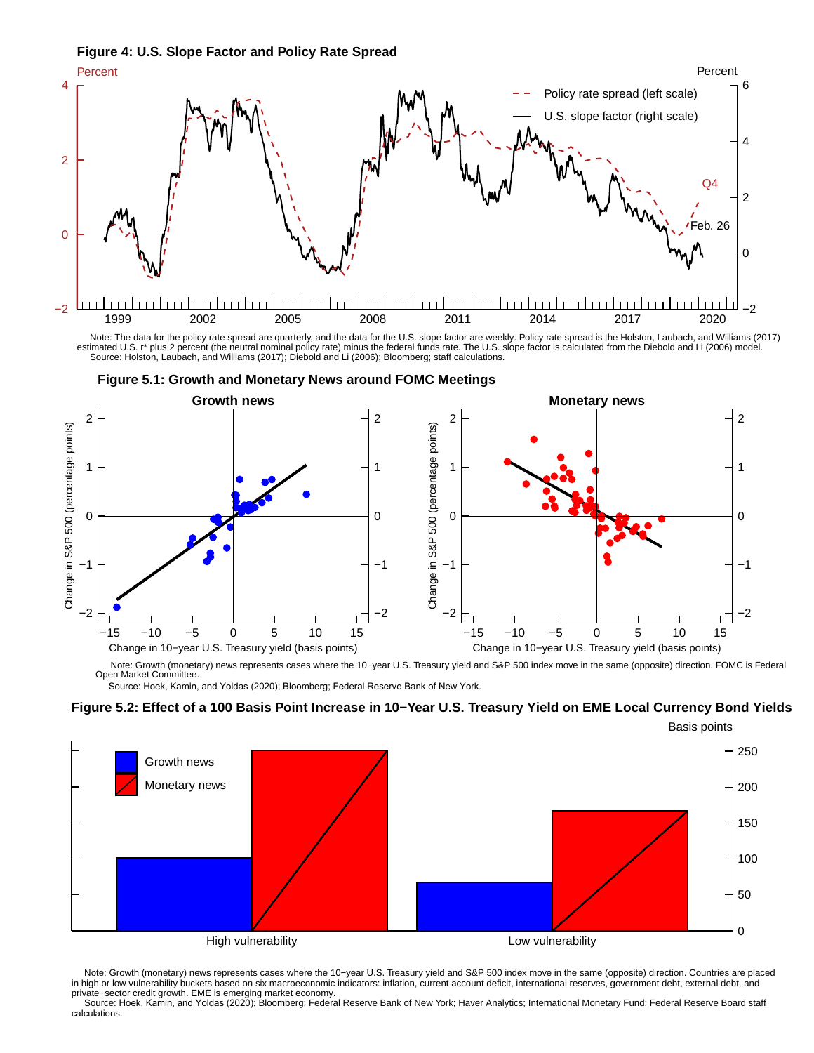**Figure 4: U.S. Slope Factor and Policy Rate Spread**

Note: The data for the policy rate spread are quarterly, and the data for the U.S. slope factor are weekly. Policy rate spread is the Holston, Laubach, and Williams (2017) estimated U.S. r* plus 2 percent (the neutral nominal policy rate) minus the federal funds rate. The U.S. slope factor is calculated from the Diebold and Li (2006) model.
Source: Holston, Laubach, and Williams (2017); Diebold and Li (2006); Bloomberg; staff calculations.

**Figure 5.1: Growth and Monetary News around FOMC Meetings**

Note: Growth (monetary) news represents cases where the 10−year U.S. Treasury yield and S&P 500 index move in the same (opposite) direction. FOMC is Federal Open Market Committee.
Source: Hoek, Kamin, and Yoldas (2020); Bloomberg; Federal Reserve Bank of New York.

**Figure 5.2: Effect of a 100 Basis Point Increase in 10−Year U.S. Treasury Yield on EME Local Currency Bond Yields**

Note: Growth (monetary) news represents cases where the 10−year U.S. Treasury yield and S&P 500 index move in the same (opposite) direction. Countries are placed in high or low vulnerability buckets based on six macroeconomic indicators: inflation, current account deficit, international reserves, government debt, external debt, and private−sector credit growth. EME is emerging market economy.
Source: Hoek, Kamin, and Yoldas (2020); Bloomberg; Federal Reserve Bank of New York; Haver Analytics; International Monetary Fund; Federal Reserve Board staff calculations.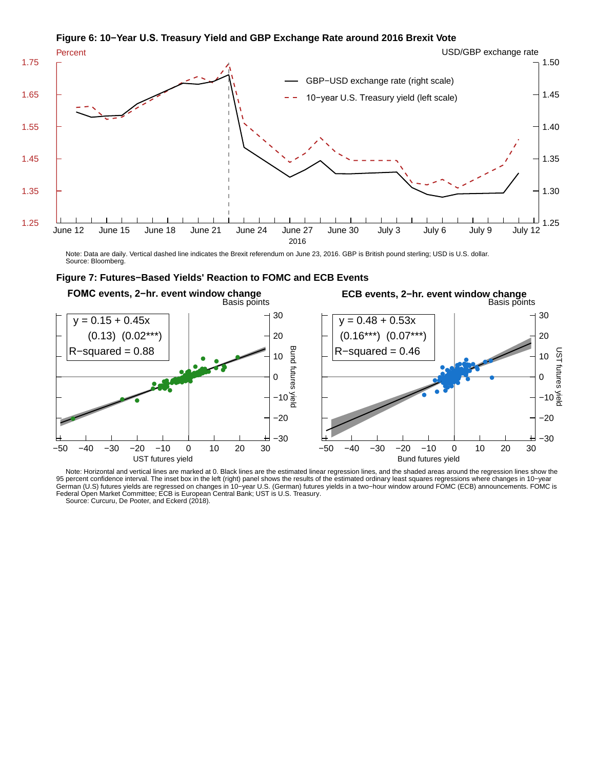**Figure 6: 10−Year U.S. Treasury Yield and GBP Exchange Rate around 2016 Brexit Vote**

Percent

USD/GBP exchange rate

1.75
1.65
1.55
1.45
1.35
1.25

1.50
1.45
1.40
1.35
1.30
1.25

GBP−USD exchange rate (right scale)

10−year U.S. Treasury yield (left scale)

June 12 June 15 June 18 June 21 June 24 June 27 June 30 July 3 July 6 July 9 July 12

2016

Note: Data are daily. Vertical dashed line indicates the Brexit referendum on June 23, 2016. GBP is British pound sterling; USD is U.S. dollar.
Source: Bloomberg.

**Figure 7: Futures−Based Yields' Reaction to FOMC and ECB Events**

**FOMC events, 2−hr. event window change**

Basis points

y = 0.15 + 0.45x
(0.13) (0.02***)
R−squared = 0.88

30
20
10
0
−10
−20
−30

Bund futures yield

−50 −40 −30 −20 −10 0 10 20 30

UST futures yield

**ECB events, 2−hr. event window change**

Basis points

y = 0.48 + 0.53x
(0.16***) (0.07***)
R−squared = 0.46

30
20
10
0
−10
−20
−30

UST futures yield

−50 −40 −30 −20 −10 0 10 20 30

Bund futures yield

Note: Horizontal and vertical lines are marked at 0. Black lines are the estimated linear regression lines, and the shaded areas around the regression lines show the 95 percent confidence interval. The inset box in the left (right) panel shows the results of the estimated ordinary least squares regressions where changes in 10−year German (U.S) futures yields are regressed on changes in 10−year U.S. (German) futures yields in a two−hour window around FOMC (ECB) announcements. FOMC is Federal Open Market Committee; ECB is European Central Bank; UST is U.S. Treasury.
Source: Curcuru, De Pooter, and Eckerd (2018).